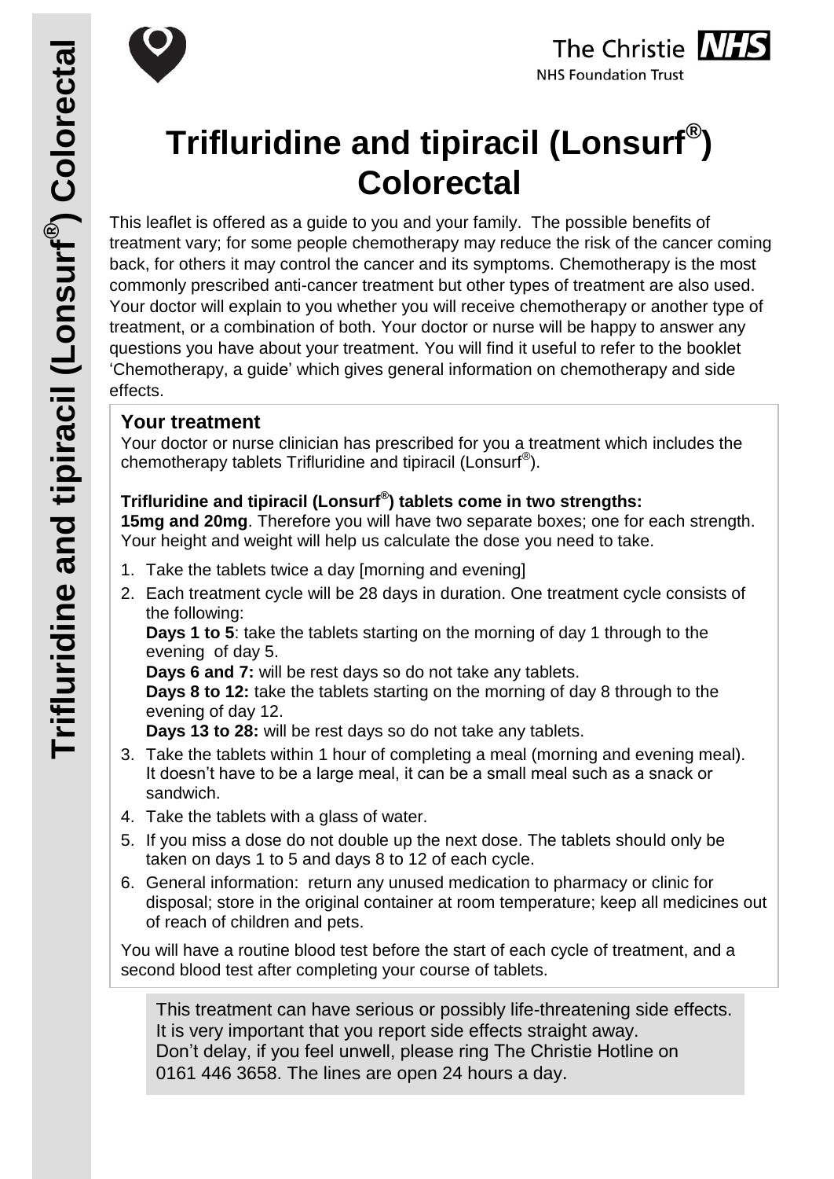# Trifluridine and tipiracil (Lonsurf®) Colorectal

This leaflet is offered as a guide to you and your family. The possible benefits of treatment vary; for some people chemotherapy may reduce the risk of the cancer coming back, for others it may control the cancer and its symptoms. Chemotherapy is the most commonly prescribed anti-cancer treatment but other types of treatment are also used. Your doctor will explain to you whether you will receive chemotherapy or another type of treatment, or a combination of both. Your doctor or nurse will be happy to answer any questions you have about your treatment. You will find it useful to refer to the booklet 'Chemotherapy, a guide' which gives general information on chemotherapy and side effects.

## Your treatment

Your doctor or nurse clinician has prescribed for you a treatment which includes the chemotherapy tablets Trifluridine and tipiracil (Lonsurf®).

**Trifluridine and tipiracil (Lonsurf®) tablets come in two strengths:**
**15mg and 20mg**. Therefore you will have two separate boxes; one for each strength. Your height and weight will help us calculate the dose you need to take.

1. Take the tablets twice a day [morning and evening]
2. Each treatment cycle will be 28 days in duration. One treatment cycle consists of the following:
   **Days 1 to 5**: take the tablets starting on the morning of day 1 through to the evening of day 5.
   **Days 6 and 7:** will be rest days so do not take any tablets.
   **Days 8 to 12:** take the tablets starting on the morning of day 8 through to the evening of day 12.
   **Days 13 to 28:** will be rest days so do not take any tablets.
3. Take the tablets within 1 hour of completing a meal (morning and evening meal). It doesn't have to be a large meal, it can be a small meal such as a snack or sandwich.
4. Take the tablets with a glass of water.
5. If you miss a dose do not double up the next dose. The tablets should only be taken on days 1 to 5 and days 8 to 12 of each cycle.
6. General information: return any unused medication to pharmacy or clinic for disposal; store in the original container at room temperature; keep all medicines out of reach of children and pets.

You will have a routine blood test before the start of each cycle of treatment, and a second blood test after completing your course of tablets.

This treatment can have serious or possibly life-threatening side effects. It is very important that you report side effects straight away. Don't delay, if you feel unwell, please ring The Christie Hotline on 0161 446 3658. The lines are open 24 hours a day.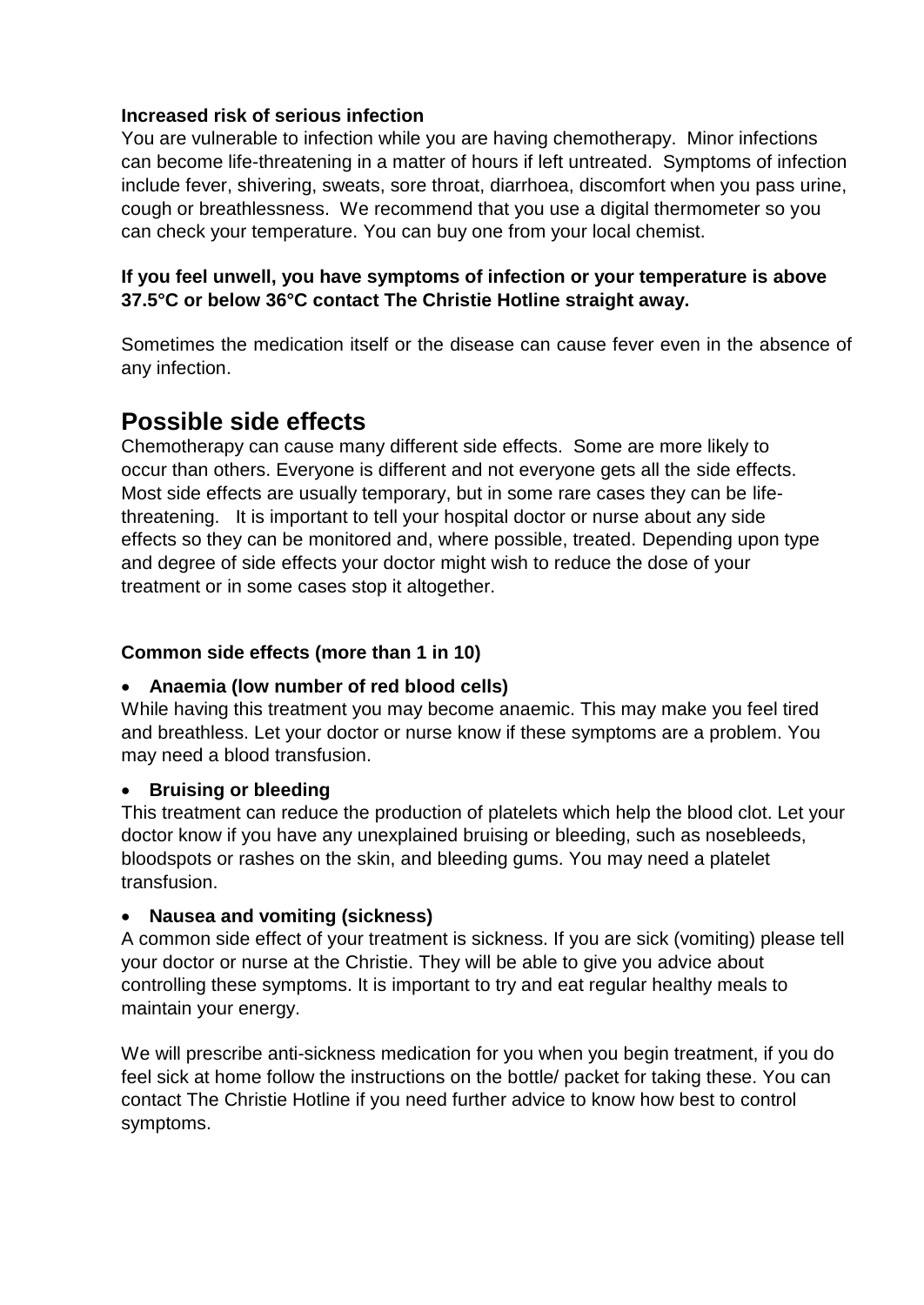**Increased risk of serious infection**

You are vulnerable to infection while you are having chemotherapy. Minor infections can become life-threatening in a matter of hours if left untreated. Symptoms of infection include fever, shivering, sweats, sore throat, diarrhoea, discomfort when you pass urine, cough or breathlessness. We recommend that you use a digital thermometer so you can check your temperature. You can buy one from your local chemist.

**If you feel unwell, you have symptoms of infection or your temperature is above 37.5°C or below 36°C contact The Christie Hotline straight away.**

Sometimes the medication itself or the disease can cause fever even in the absence of any infection.

## Possible side effects

Chemotherapy can cause many different side effects. Some are more likely to occur than others. Everyone is different and not everyone gets all the side effects. Most side effects are usually temporary, but in some rare cases they can be life-threatening. It is important to tell your hospital doctor or nurse about any side effects so they can be monitored and, where possible, treated. Depending upon type and degree of side effects your doctor might wish to reduce the dose of your treatment or in some cases stop it altogether.

**Common side effects (more than 1 in 10)**

- **Anaemia (low number of red blood cells)**

While having this treatment you may become anaemic. This may make you feel tired and breathless. Let your doctor or nurse know if these symptoms are a problem. You may need a blood transfusion.

- **Bruising or bleeding**

This treatment can reduce the production of platelets which help the blood clot. Let your doctor know if you have any unexplained bruising or bleeding, such as nosebleeds, bloodspots or rashes on the skin, and bleeding gums. You may need a platelet transfusion.

- **Nausea and vomiting (sickness)**

A common side effect of your treatment is sickness. If you are sick (vomiting) please tell your doctor or nurse at the Christie. They will be able to give you advice about controlling these symptoms. It is important to try and eat regular healthy meals to maintain your energy.

We will prescribe anti-sickness medication for you when you begin treatment, if you do feel sick at home follow the instructions on the bottle/ packet for taking these. You can contact The Christie Hotline if you need further advice to know how best to control symptoms.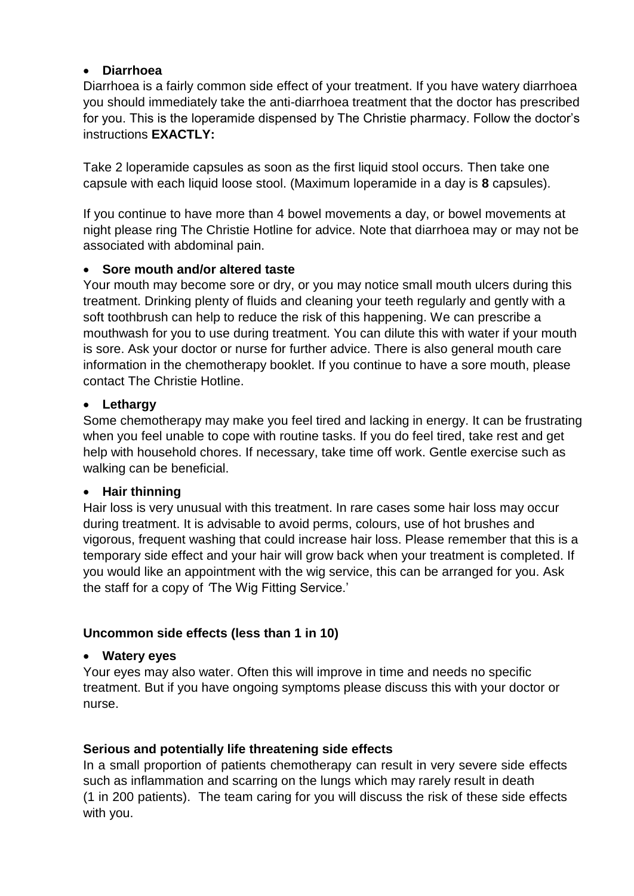- **Diarrhoea**

Diarrhoea is a fairly common side effect of your treatment. If you have watery diarrhoea you should immediately take the anti-diarrhoea treatment that the doctor has prescribed for you. This is the loperamide dispensed by The Christie pharmacy. Follow the doctor's instructions **EXACTLY:**

Take 2 loperamide capsules as soon as the first liquid stool occurs. Then take one capsule with each liquid loose stool. (Maximum loperamide in a day is **8** capsules).

If you continue to have more than 4 bowel movements a day, or bowel movements at night please ring The Christie Hotline for advice. Note that diarrhoea may or may not be associated with abdominal pain.

- **Sore mouth and/or altered taste**

Your mouth may become sore or dry, or you may notice small mouth ulcers during this treatment. Drinking plenty of fluids and cleaning your teeth regularly and gently with a soft toothbrush can help to reduce the risk of this happening. We can prescribe a mouthwash for you to use during treatment. You can dilute this with water if your mouth is sore. Ask your doctor or nurse for further advice. There is also general mouth care information in the chemotherapy booklet. If you continue to have a sore mouth, please contact The Christie Hotline.

- **Lethargy**

Some chemotherapy may make you feel tired and lacking in energy. It can be frustrating when you feel unable to cope with routine tasks. If you do feel tired, take rest and get help with household chores. If necessary, take time off work. Gentle exercise such as walking can be beneficial.

- **Hair thinning**

Hair loss is very unusual with this treatment. In rare cases some hair loss may occur during treatment. It is advisable to avoid perms, colours, use of hot brushes and vigorous, frequent washing that could increase hair loss. Please remember that this is a temporary side effect and your hair will grow back when your treatment is completed. If you would like an appointment with the wig service, this can be arranged for you. Ask the staff for a copy of *'The Wig Fitting Service.'*

### Uncommon side effects (less than 1 in 10)

- **Watery eyes**

Your eyes may also water. Often this will improve in time and needs no specific treatment. But if you have ongoing symptoms please discuss this with your doctor or nurse.

### Serious and potentially life threatening side effects

In a small proportion of patients chemotherapy can result in very severe side effects such as inflammation and scarring on the lungs which may rarely result in death (1 in 200 patients). The team caring for you will discuss the risk of these side effects with you.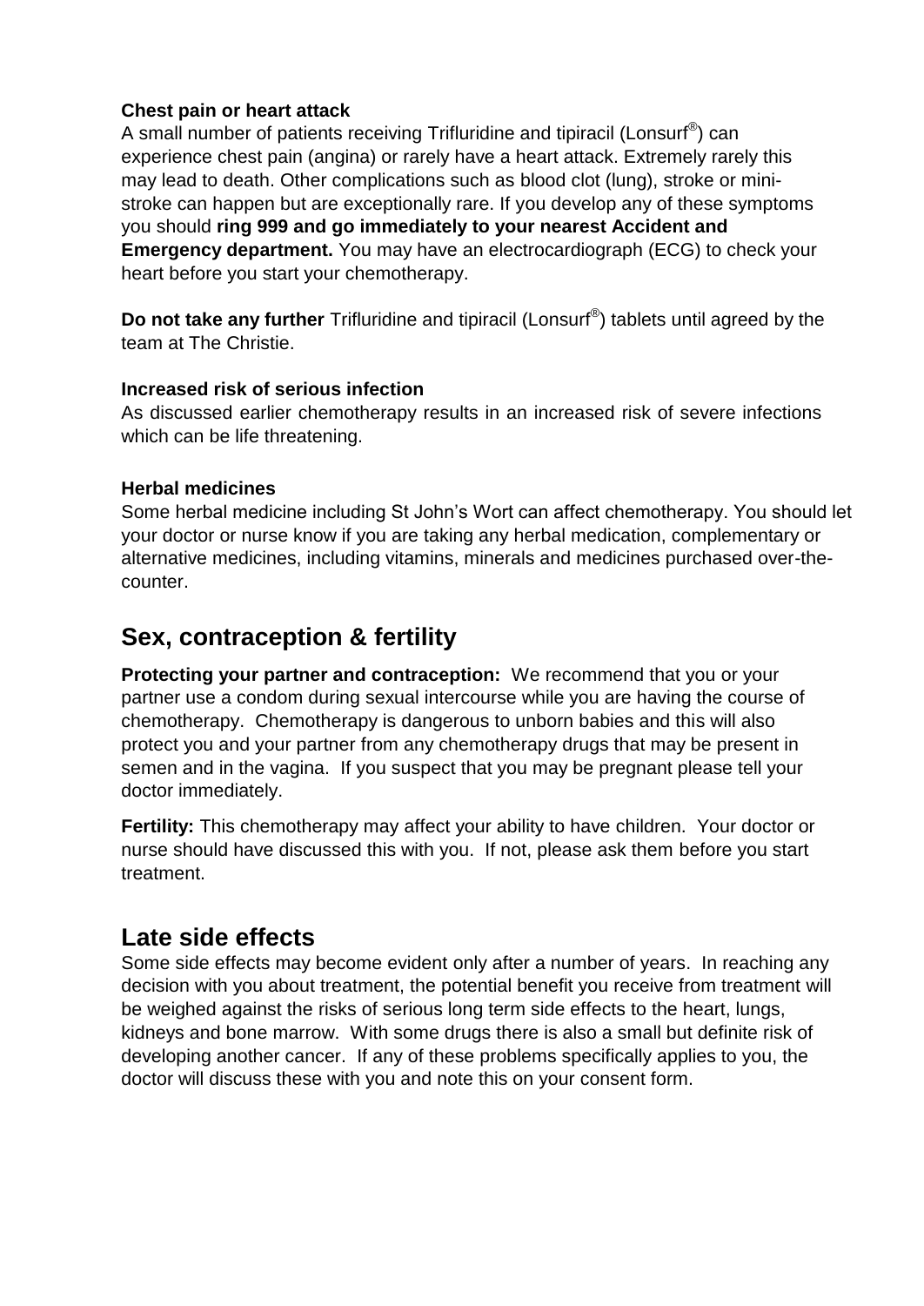**Chest pain or heart attack**

A small number of patients receiving Trifluridine and tipiracil (Lonsurf®) can experience chest pain (angina) or rarely have a heart attack. Extremely rarely this may lead to death. Other complications such as blood clot (lung), stroke or mini-stroke can happen but are exceptionally rare. If you develop any of these symptoms you should **ring 999 and go immediately to your nearest Accident and Emergency department.** You may have an electrocardiograph (ECG) to check your heart before you start your chemotherapy.

**Do not take any further** Trifluridine and tipiracil (Lonsurf®) tablets until agreed by the team at The Christie.

**Increased risk of serious infection**

As discussed earlier chemotherapy results in an increased risk of severe infections which can be life threatening.

**Herbal medicines**

Some herbal medicine including St John's Wort can affect chemotherapy. You should let your doctor or nurse know if you are taking any herbal medication, complementary or alternative medicines, including vitamins, minerals and medicines purchased over-the-counter.

## Sex, contraception & fertility

**Protecting your partner and contraception:** We recommend that you or your partner use a condom during sexual intercourse while you are having the course of chemotherapy. Chemotherapy is dangerous to unborn babies and this will also protect you and your partner from any chemotherapy drugs that may be present in semen and in the vagina. If you suspect that you may be pregnant please tell your doctor immediately.

**Fertility:** This chemotherapy may affect your ability to have children. Your doctor or nurse should have discussed this with you. If not, please ask them before you start treatment.

## Late side effects

Some side effects may become evident only after a number of years. In reaching any decision with you about treatment, the potential benefit you receive from treatment will be weighed against the risks of serious long term side effects to the heart, lungs, kidneys and bone marrow. With some drugs there is also a small but definite risk of developing another cancer. If any of these problems specifically applies to you, the doctor will discuss these with you and note this on your consent form.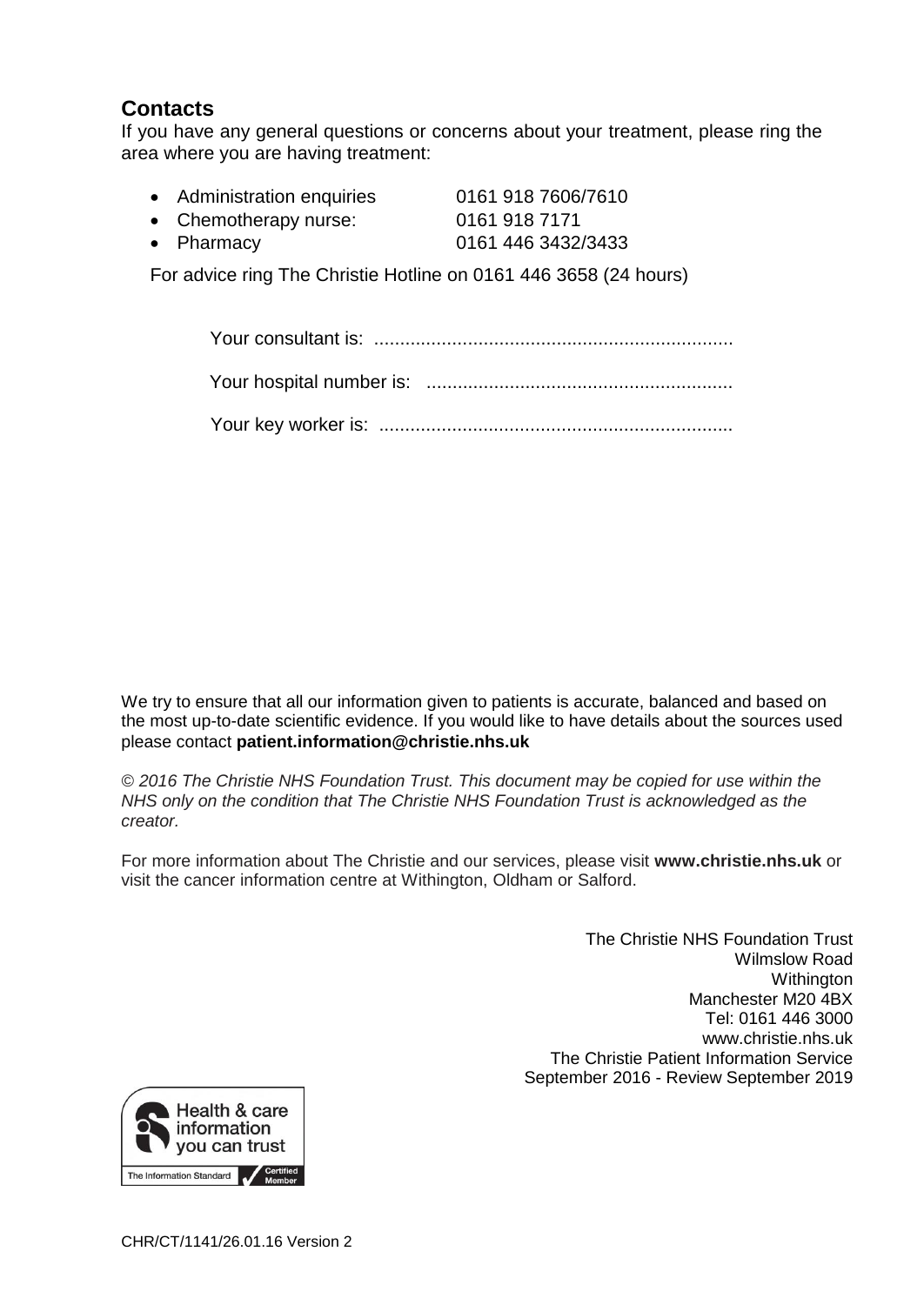## Contacts

If you have any general questions or concerns about your treatment, please ring the area where you are having treatment:

- Administration enquiries 0161 918 7606/7610
- Chemotherapy nurse: 0161 918 7171
- Pharmacy 0161 446 3432/3433

For advice ring The Christie Hotline on 0161 446 3658 (24 hours)

Your consultant is: ....................................................................

Your hospital number is: ..........................................................

Your key worker is: ...................................................................

We try to ensure that all our information given to patients is accurate, balanced and based on the most up-to-date scientific evidence. If you would like to have details about the sources used please contact **patient.information@christie.nhs.uk**

*© 2016 The Christie NHS Foundation Trust. This document may be copied for use within the NHS only on the condition that The Christie NHS Foundation Trust is acknowledged as the creator.*

For more information about The Christie and our services, please visit **www.christie.nhs.uk** or visit the cancer information centre at Withington, Oldham or Salford.

The Christie NHS Foundation Trust
Wilmslow Road
Withington
Manchester M20 4BX
Tel: 0161 446 3000
www.christie.nhs.uk
The Christie Patient Information Service
September 2016 - Review September 2019

Health & care information you can trust
The Information Standard Certified Member

CHR/CT/1141/26.01.16 Version 2